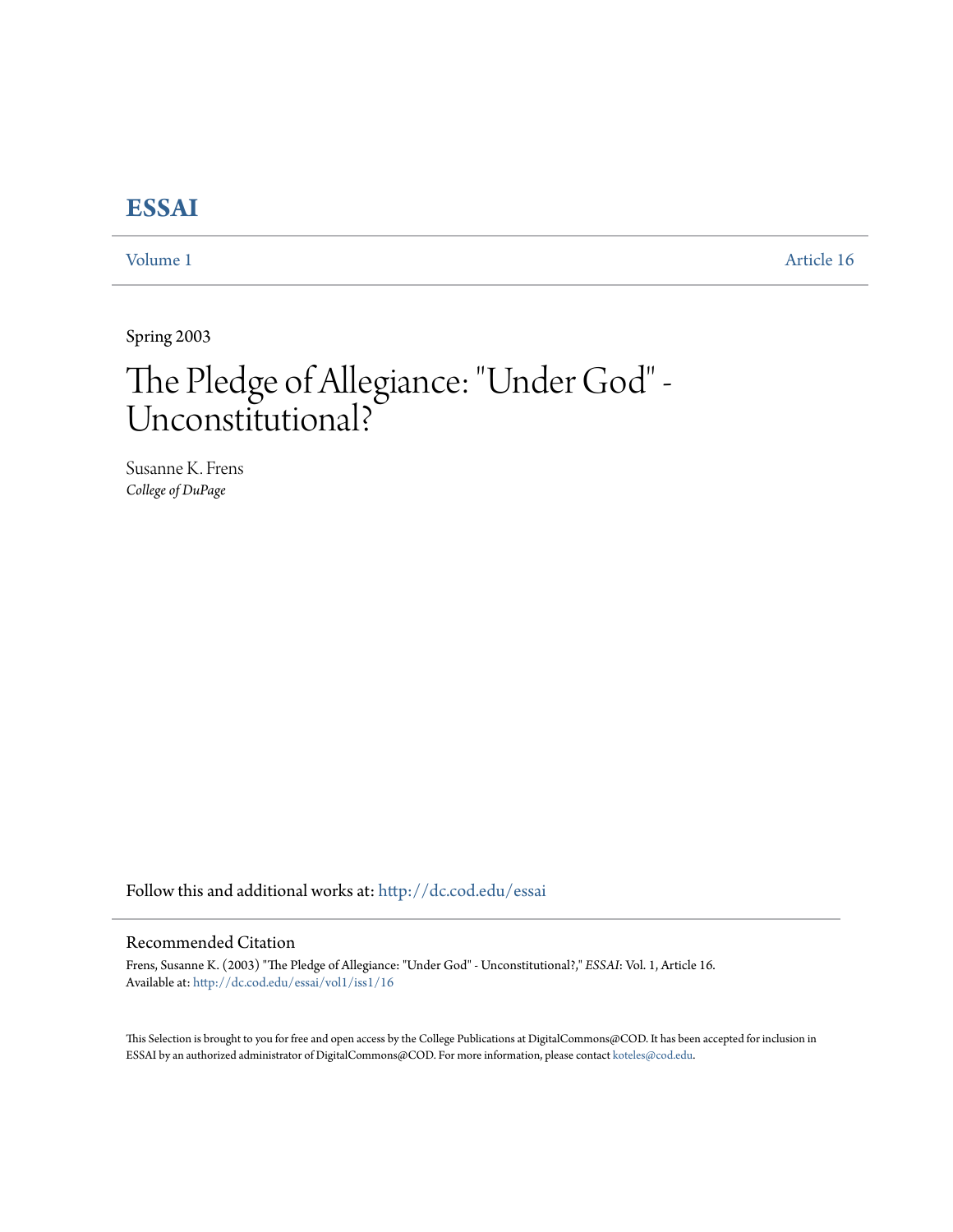# ESSAI

Volume 1 Article 16

Spring 2003

# The Pledge of Allegiance: "Under God" - Unconstitutional?

Susanne K. Frens
*College of DuPage*

Follow this and additional works at: http://dc.cod.edu/essai

## Recommended Citation

Frens, Susanne K. (2003) "The Pledge of Allegiance: "Under God" - Unconstitutional?," *ESSAI*: Vol. 1, Article 16.
Available at: http://dc.cod.edu/essai/vol1/iss1/16

This Selection is brought to you for free and open access by the College Publications at DigitalCommons@COD. It has been accepted for inclusion in ESSAI by an authorized administrator of DigitalCommons@COD. For more information, please contact koteles@cod.edu.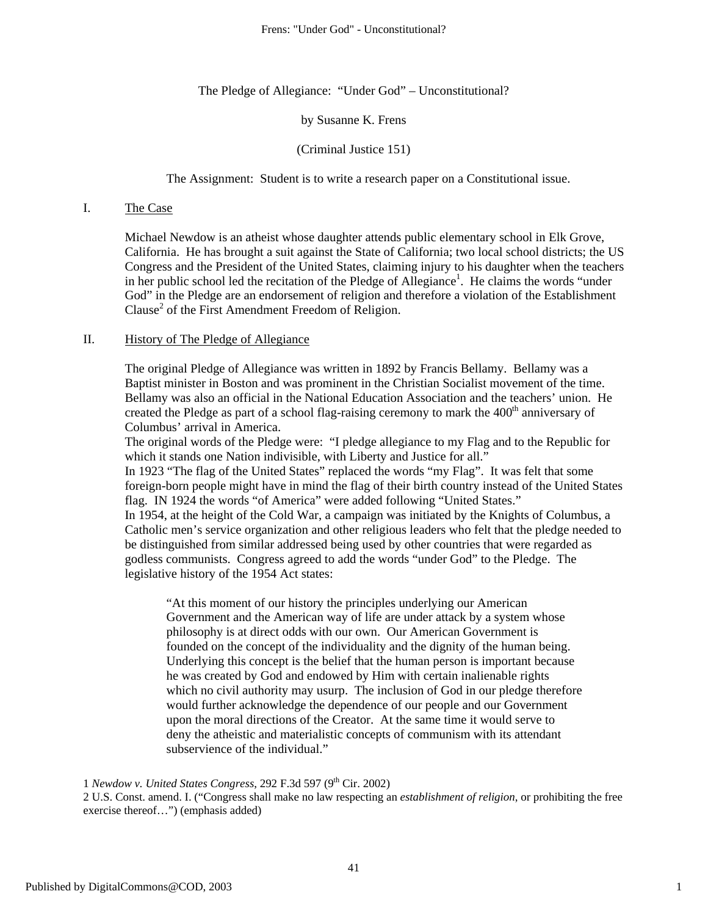# The Pledge of Allegiance: "Under God" – Unconstitutional?

by Susanne K. Frens

(Criminal Justice 151)

The Assignment: Student is to write a research paper on a Constitutional issue.

## I. The Case

Michael Newdow is an atheist whose daughter attends public elementary school in Elk Grove, California. He has brought a suit against the State of California; two local school districts; the US Congress and the President of the United States, claiming injury to his daughter when the teachers in her public school led the recitation of the Pledge of Allegiance[1]. He claims the words "under God" in the Pledge are an endorsement of religion and therefore a violation of the Establishment Clause[2] of the First Amendment Freedom of Religion.

## II. History of The Pledge of Allegiance

The original Pledge of Allegiance was written in 1892 by Francis Bellamy. Bellamy was a Baptist minister in Boston and was prominent in the Christian Socialist movement of the time. Bellamy was also an official in the National Education Association and the teachers' union. He created the Pledge as part of a school flag-raising ceremony to mark the 400th anniversary of Columbus' arrival in America.

The original words of the Pledge were: "I pledge allegiance to my Flag and to the Republic for which it stands one Nation indivisible, with Liberty and Justice for all."

In 1923 "The flag of the United States" replaced the words "my Flag". It was felt that some foreign-born people might have in mind the flag of their birth country instead of the United States flag. IN 1924 the words "of America" were added following "United States."

In 1954, at the height of the Cold War, a campaign was initiated by the Knights of Columbus, a Catholic men's service organization and other religious leaders who felt that the pledge needed to be distinguished from similar addressed being used by other countries that were regarded as godless communists. Congress agreed to add the words "under God" to the Pledge. The legislative history of the 1954 Act states:

> "At this moment of our history the principles underlying our American Government and the American way of life are under attack by a system whose philosophy is at direct odds with our own. Our American Government is founded on the concept of the individuality and the dignity of the human being. Underlying this concept is the belief that the human person is important because he was created by God and endowed by Him with certain inalienable rights which no civil authority may usurp. The inclusion of God in our pledge therefore would further acknowledge the dependence of our people and our Government upon the moral directions of the Creator. At the same time it would serve to deny the atheistic and materialistic concepts of communism with its attendant subservience of the individual."

---

1 *Newdow v. United States Congress*, 292 F.3d 597 (9th Cir. 2002)

2 U.S. Const. amend. I. ("Congress shall make no law respecting an *establishment of religion*, or prohibiting the free exercise thereof…") (emphasis added)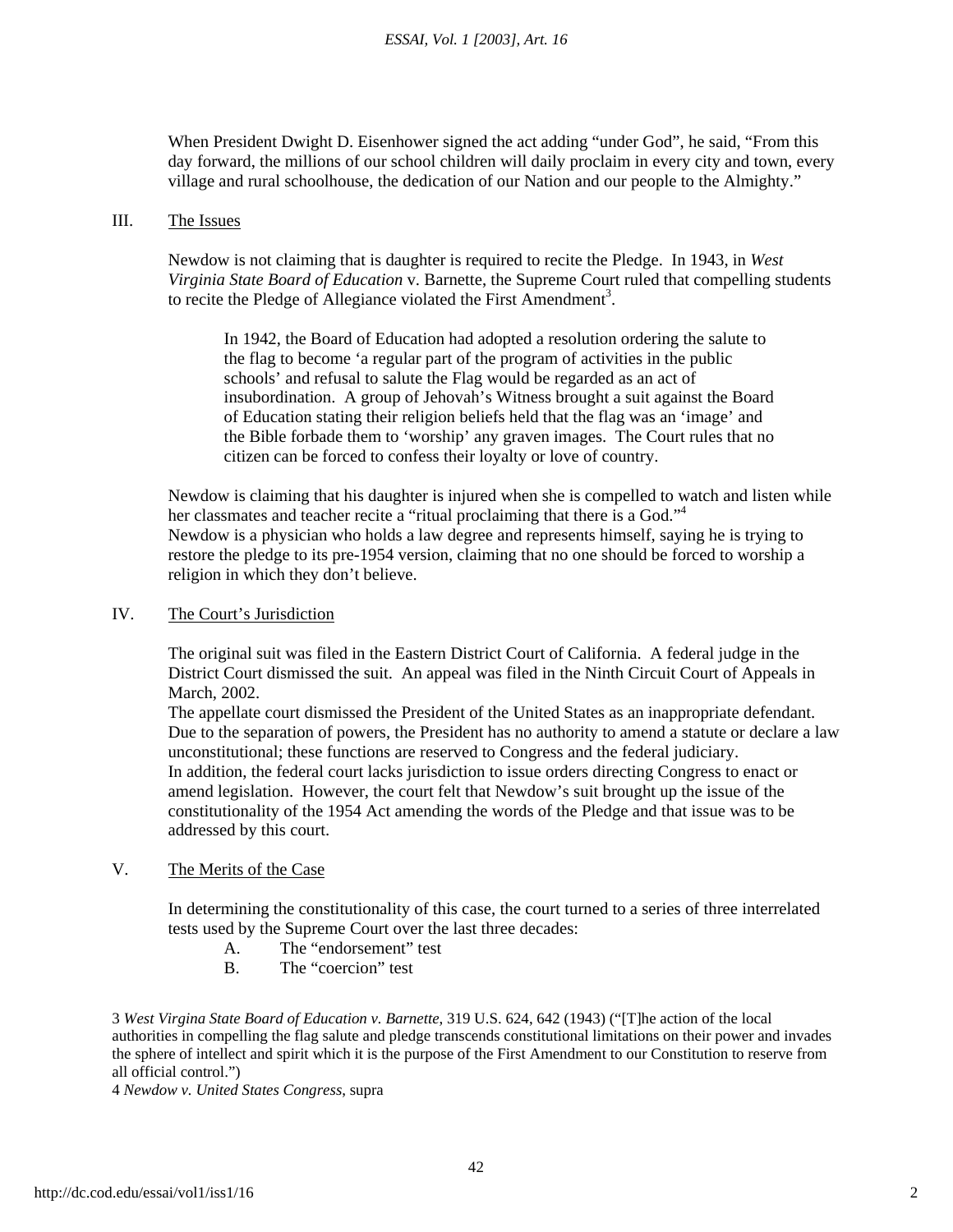When President Dwight D. Eisenhower signed the act adding "under God", he said, "From this day forward, the millions of our school children will daily proclaim in every city and town, every village and rural schoolhouse, the dedication of our Nation and our people to the Almighty."

III. The Issues

Newdow is not claiming that is daughter is required to recite the Pledge. In 1943, in *West Virginia State Board of Education* v. Barnette, the Supreme Court ruled that compelling students to recite the Pledge of Allegiance violated the First Amendment[3].

> In 1942, the Board of Education had adopted a resolution ordering the salute to the flag to become 'a regular part of the program of activities in the public schools' and refusal to salute the Flag would be regarded as an act of insubordination. A group of Jehovah's Witness brought a suit against the Board of Education stating their religion beliefs held that the flag was an 'image' and the Bible forbade them to 'worship' any graven images. The Court rules that no citizen can be forced to confess their loyalty or love of country.

Newdow is claiming that his daughter is injured when she is compelled to watch and listen while her classmates and teacher recite a "ritual proclaiming that there is a God."[4]
Newdow is a physician who holds a law degree and represents himself, saying he is trying to restore the pledge to its pre-1954 version, claiming that no one should be forced to worship a religion in which they don't believe.

IV. The Court's Jurisdiction

The original suit was filed in the Eastern District Court of California. A federal judge in the District Court dismissed the suit. An appeal was filed in the Ninth Circuit Court of Appeals in March, 2002.
The appellate court dismissed the President of the United States as an inappropriate defendant. Due to the separation of powers, the President has no authority to amend a statute or declare a law unconstitutional; these functions are reserved to Congress and the federal judiciary.
In addition, the federal court lacks jurisdiction to issue orders directing Congress to enact or amend legislation. However, the court felt that Newdow's suit brought up the issue of the constitutionality of the 1954 Act amending the words of the Pledge and that issue was to be addressed by this court.

V. The Merits of the Case

In determining the constitutionality of this case, the court turned to a series of three interrelated tests used by the Supreme Court over the last three decades:

A. The "endorsement" test
B. The "coercion" test

3 *West Virgina State Board of Education v. Barnette*, 319 U.S. 624, 642 (1943) ("[T]he action of the local authorities in compelling the flag salute and pledge transcends constitutional limitations on their power and invades the sphere of intellect and spirit which it is the purpose of the First Amendment to our Constitution to reserve from all official control.")

4 *Newdow v. United States Congress*, supra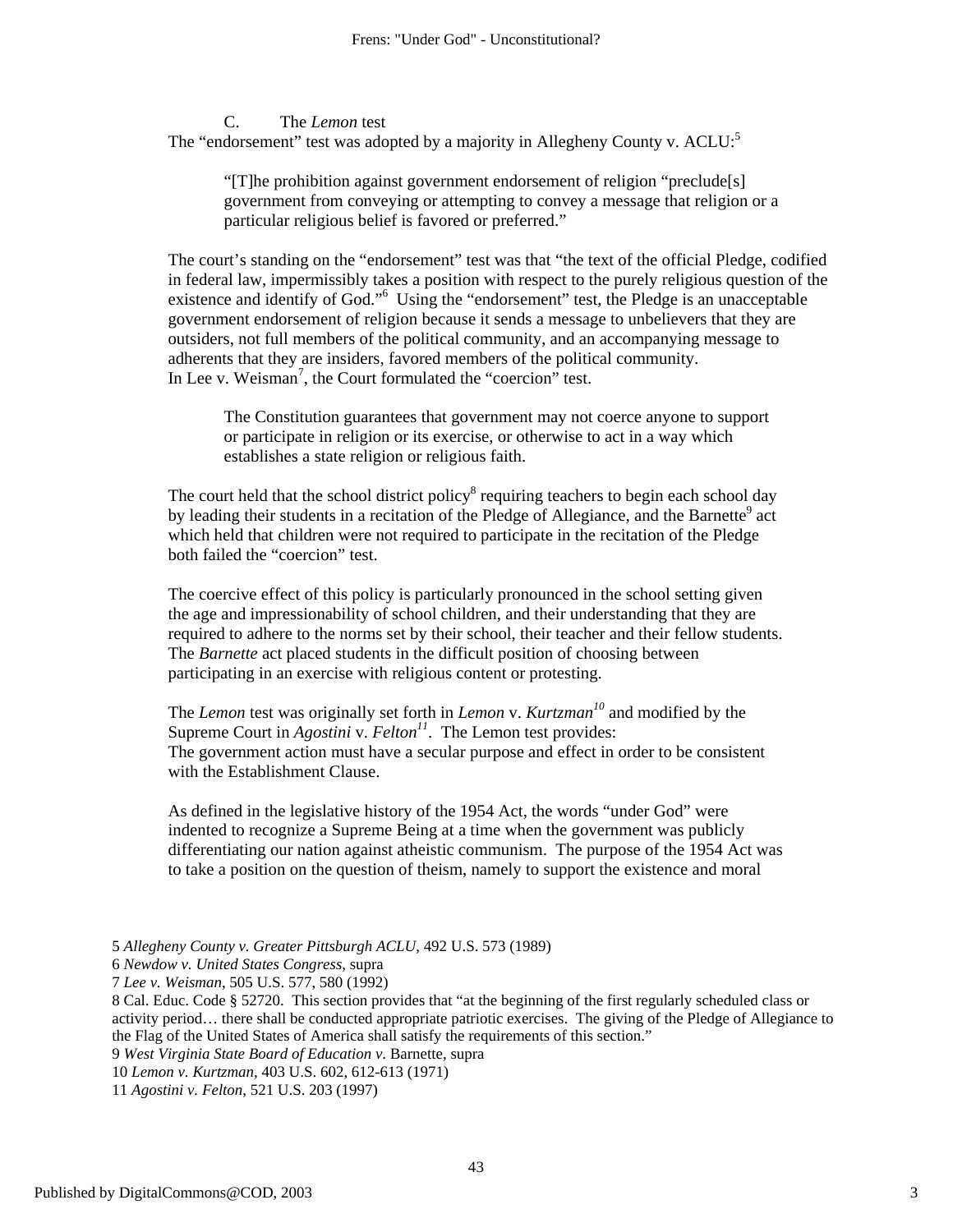### C. The *Lemon* test

The "endorsement" test was adopted by a majority in Allegheny County v. ACLU:[5]

> "[T]he prohibition against government endorsement of religion "preclude[s] government from conveying or attempting to convey a message that religion or a particular religious belief is favored or preferred."

The court's standing on the "endorsement" test was that "the text of the official Pledge, codified in federal law, impermissibly takes a position with respect to the purely religious question of the existence and identify of God."[6] Using the "endorsement" test, the Pledge is an unacceptable government endorsement of religion because it sends a message to unbelievers that they are outsiders, not full members of the political community, and an accompanying message to adherents that they are insiders, favored members of the political community.
In Lee v. Weisman[7], the Court formulated the "coercion" test.

> The Constitution guarantees that government may not coerce anyone to support or participate in religion or its exercise, or otherwise to act in a way which establishes a state religion or religious faith.

The court held that the school district policy[8] requiring teachers to begin each school day by leading their students in a recitation of the Pledge of Allegiance, and the Barnette[9] act which held that children were not required to participate in the recitation of the Pledge both failed the "coercion" test.

The coercive effect of this policy is particularly pronounced in the school setting given the age and impressionability of school children, and their understanding that they are required to adhere to the norms set by their school, their teacher and their fellow students. The *Barnette* act placed students in the difficult position of choosing between participating in an exercise with religious content or protesting.

The *Lemon* test was originally set forth in *Lemon* v. *Kurtzman*[10] and modified by the Supreme Court in *Agostini* v. *Felton*[11]. The Lemon test provides:
The government action must have a secular purpose and effect in order to be consistent with the Establishment Clause.

As defined in the legislative history of the 1954 Act, the words "under God" were indented to recognize a Supreme Being at a time when the government was publicly differentiating our nation against atheistic communism. The purpose of the 1954 Act was to take a position on the question of theism, namely to support the existence and moral

---

5 *Allegheny County v. Greater Pittsburgh ACLU*, 492 U.S. 573 (1989)

6 *Newdow v. United States Congress*, supra

7 *Lee v. Weisman*, 505 U.S. 577, 580 (1992)

8 Cal. Educ. Code § 52720. This section provides that "at the beginning of the first regularly scheduled class or activity period… there shall be conducted appropriate patriotic exercises. The giving of the Pledge of Allegiance to the Flag of the United States of America shall satisfy the requirements of this section."

9 *West Virginia State Board of Education v.* Barnette, supra

10 *Lemon v. Kurtzman*, 403 U.S. 602, 612-613 (1971)

11 *Agostini v. Felton*, 521 U.S. 203 (1997)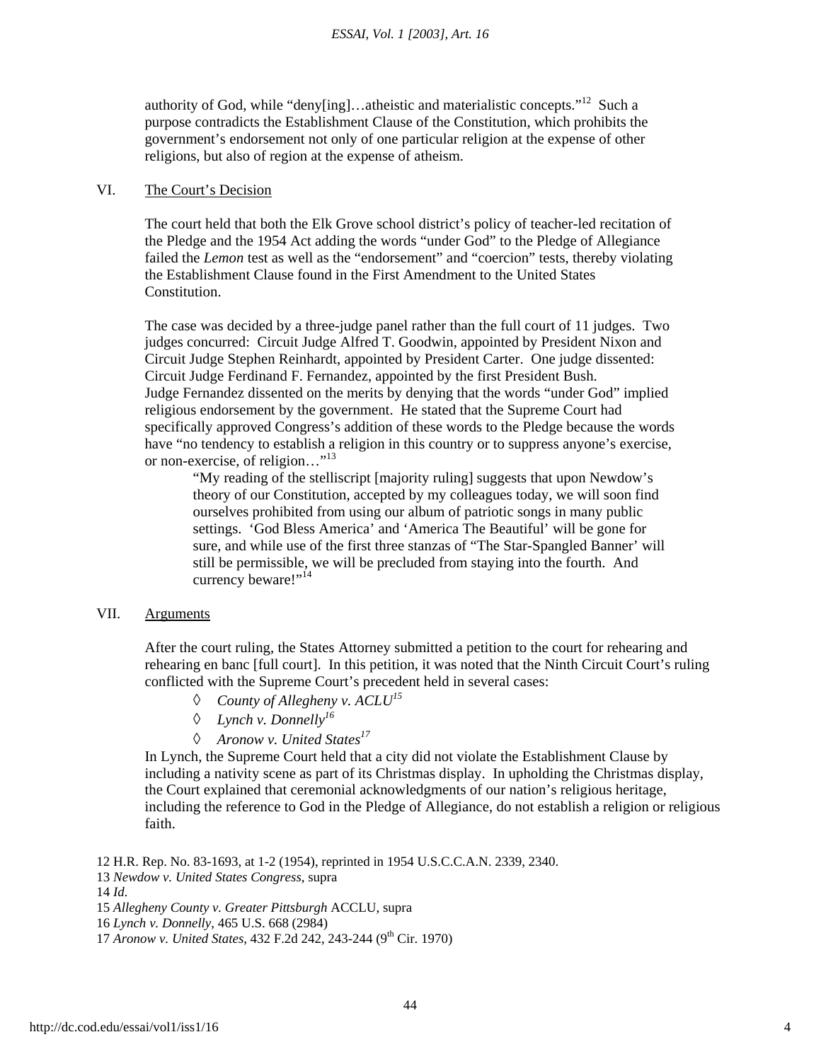authority of God, while "deny[ing]…atheistic and materialistic concepts."[12] Such a purpose contradicts the Establishment Clause of the Constitution, which prohibits the government's endorsement not only of one particular religion at the expense of other religions, but also of region at the expense of atheism.

## VI. The Court's Decision

The court held that both the Elk Grove school district's policy of teacher-led recitation of the Pledge and the 1954 Act adding the words "under God" to the Pledge of Allegiance failed the *Lemon* test as well as the "endorsement" and "coercion" tests, thereby violating the Establishment Clause found in the First Amendment to the United States Constitution.

The case was decided by a three-judge panel rather than the full court of 11 judges. Two judges concurred: Circuit Judge Alfred T. Goodwin, appointed by President Nixon and Circuit Judge Stephen Reinhardt, appointed by President Carter. One judge dissented: Circuit Judge Ferdinand F. Fernandez, appointed by the first President Bush. Judge Fernandez dissented on the merits by denying that the words "under God" implied religious endorsement by the government. He stated that the Supreme Court had specifically approved Congress's addition of these words to the Pledge because the words have "no tendency to establish a religion in this country or to suppress anyone's exercise, or non-exercise, of religion…"[13]

> "My reading of the stelliscript [majority ruling] suggests that upon Newdow's theory of our Constitution, accepted by my colleagues today, we will soon find ourselves prohibited from using our album of patriotic songs in many public settings. 'God Bless America' and 'America The Beautiful' will be gone for sure, and while use of the first three stanzas of "The Star-Spangled Banner' will still be permissible, we will be precluded from staying into the fourth. And currency beware!"[14]

## VII. Arguments

After the court ruling, the States Attorney submitted a petition to the court for rehearing and rehearing en banc [full court]. In this petition, it was noted that the Ninth Circuit Court's ruling conflicted with the Supreme Court's precedent held in several cases:

- ◊ *County of Allegheny v. ACLU*[15]
- ◊ *Lynch v. Donnelly*[16]
- ◊ *Aronow v. United States*[17]

In Lynch, the Supreme Court held that a city did not violate the Establishment Clause by including a nativity scene as part of its Christmas display. In upholding the Christmas display, the Court explained that ceremonial acknowledgments of our nation's religious heritage, including the reference to God in the Pledge of Allegiance, do not establish a religion or religious faith.

12 H.R. Rep. No. 83-1693, at 1-2 (1954), reprinted in 1954 U.S.C.C.A.N. 2339, 2340.
13 *Newdow v. United States Congress*, supra
14 *Id.*
15 *Allegheny County v. Greater Pittsburgh* ACCLU, supra
16 *Lynch v. Donnelly*, 465 U.S. 668 (2984)
17 *Aronow v. United States*, 432 F.2d 242, 243-244 (9th Cir. 1970)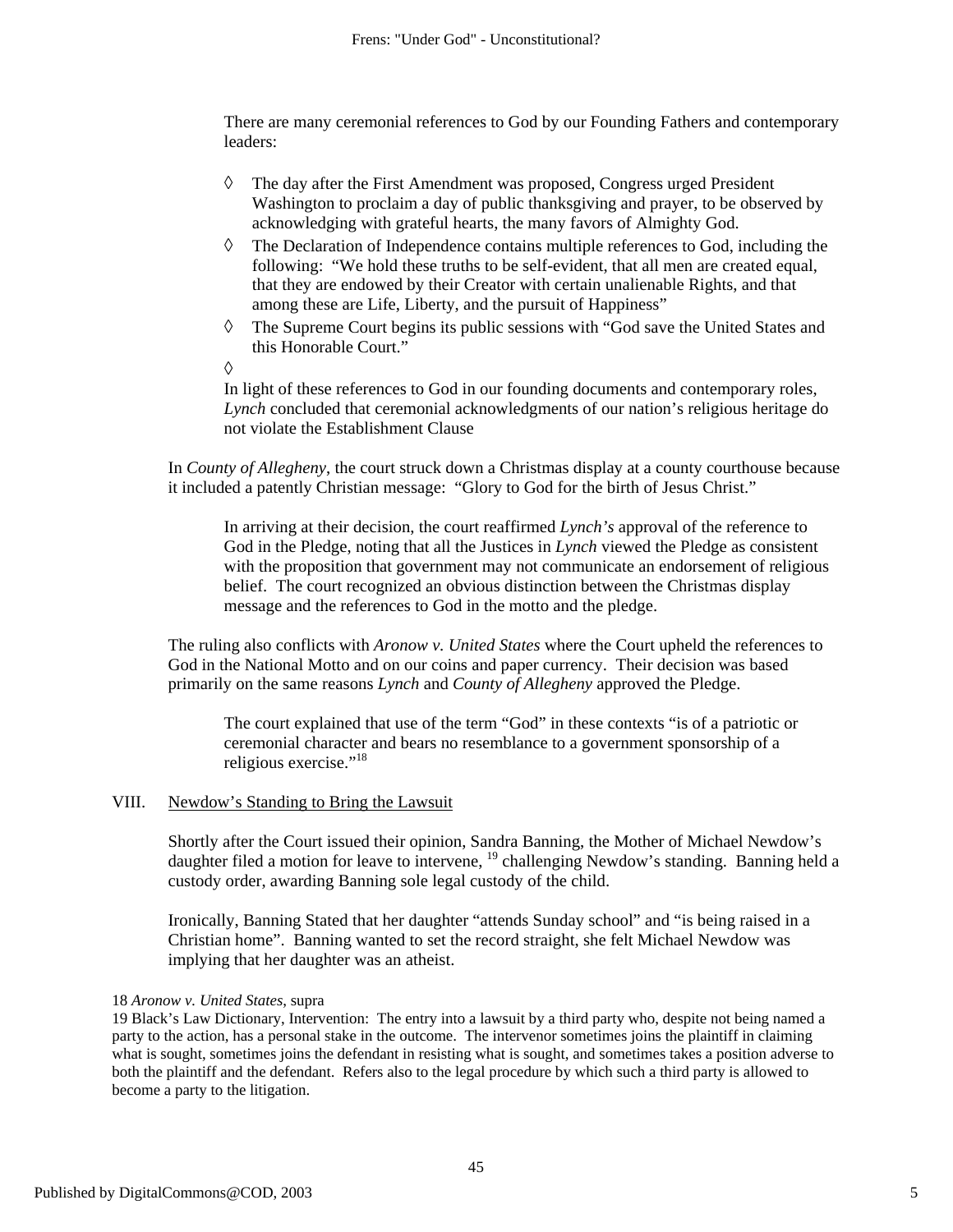There are many ceremonial references to God by our Founding Fathers and contemporary leaders:

◊ The day after the First Amendment was proposed, Congress urged President Washington to proclaim a day of public thanksgiving and prayer, to be observed by acknowledging with grateful hearts, the many favors of Almighty God.

◊ The Declaration of Independence contains multiple references to God, including the following: "We hold these truths to be self-evident, that all men are created equal, that they are endowed by their Creator with certain unalienable Rights, and that among these are Life, Liberty, and the pursuit of Happiness"

◊ The Supreme Court begins its public sessions with "God save the United States and this Honorable Court."

◊

In light of these references to God in our founding documents and contemporary roles, *Lynch* concluded that ceremonial acknowledgments of our nation's religious heritage do not violate the Establishment Clause

In *County of Allegheny*, the court struck down a Christmas display at a county courthouse because it included a patently Christian message: "Glory to God for the birth of Jesus Christ."

In arriving at their decision, the court reaffirmed *Lynch's* approval of the reference to God in the Pledge, noting that all the Justices in *Lynch* viewed the Pledge as consistent with the proposition that government may not communicate an endorsement of religious belief. The court recognized an obvious distinction between the Christmas display message and the references to God in the motto and the pledge.

The ruling also conflicts with *Aronow v. United States* where the Court upheld the references to God in the National Motto and on our coins and paper currency. Their decision was based primarily on the same reasons *Lynch* and *County of Allegheny* approved the Pledge.

The court explained that use of the term "God" in these contexts "is of a patriotic or ceremonial character and bears no resemblance to a government sponsorship of a religious exercise."[18]

## VIII. Newdow's Standing to Bring the Lawsuit

Shortly after the Court issued their opinion, Sandra Banning, the Mother of Michael Newdow's daughter filed a motion for leave to intervene, [19] challenging Newdow's standing. Banning held a custody order, awarding Banning sole legal custody of the child.

Ironically, Banning Stated that her daughter "attends Sunday school" and "is being raised in a Christian home". Banning wanted to set the record straight, she felt Michael Newdow was implying that her daughter was an atheist.

18 *Aronow v. United States*, supra

19 Black's Law Dictionary, Intervention: The entry into a lawsuit by a third party who, despite not being named a party to the action, has a personal stake in the outcome. The intervenor sometimes joins the plaintiff in claiming what is sought, sometimes joins the defendant in resisting what is sought, and sometimes takes a position adverse to both the plaintiff and the defendant. Refers also to the legal procedure by which such a third party is allowed to become a party to the litigation.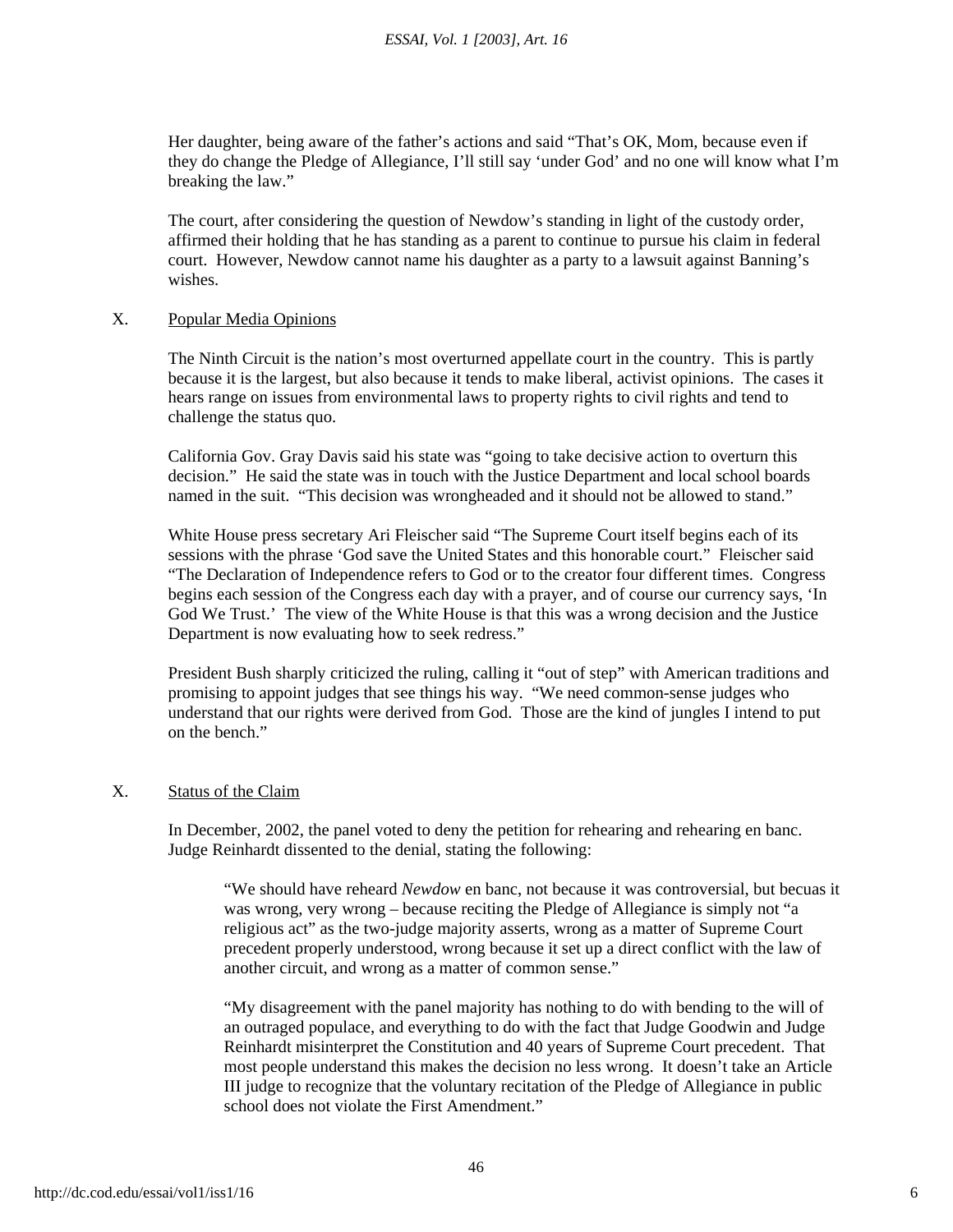Her daughter, being aware of the father's actions and said "That's OK, Mom, because even if they do change the Pledge of Allegiance, I'll still say 'under God' and no one will know what I'm breaking the law."

The court, after considering the question of Newdow's standing in light of the custody order, affirmed their holding that he has standing as a parent to continue to pursue his claim in federal court. However, Newdow cannot name his daughter as a party to a lawsuit against Banning's wishes.

## X. Popular Media Opinions

The Ninth Circuit is the nation's most overturned appellate court in the country. This is partly because it is the largest, but also because it tends to make liberal, activist opinions. The cases it hears range on issues from environmental laws to property rights to civil rights and tend to challenge the status quo.

California Gov. Gray Davis said his state was "going to take decisive action to overturn this decision." He said the state was in touch with the Justice Department and local school boards named in the suit. "This decision was wrongheaded and it should not be allowed to stand."

White House press secretary Ari Fleischer said "The Supreme Court itself begins each of its sessions with the phrase 'God save the United States and this honorable court." Fleischer said "The Declaration of Independence refers to God or to the creator four different times. Congress begins each session of the Congress each day with a prayer, and of course our currency says, 'In God We Trust.' The view of the White House is that this was a wrong decision and the Justice Department is now evaluating how to seek redress."

President Bush sharply criticized the ruling, calling it "out of step" with American traditions and promising to appoint judges that see things his way. "We need common-sense judges who understand that our rights were derived from God. Those are the kind of jungles I intend to put on the bench."

## X. Status of the Claim

In December, 2002, the panel voted to deny the petition for rehearing and rehearing en banc. Judge Reinhardt dissented to the denial, stating the following:

> "We should have reheard *Newdow* en banc, not because it was controversial, but becuas it was wrong, very wrong – because reciting the Pledge of Allegiance is simply not "a religious act" as the two-judge majority asserts, wrong as a matter of Supreme Court precedent properly understood, wrong because it set up a direct conflict with the law of another circuit, and wrong as a matter of common sense."
>
> "My disagreement with the panel majority has nothing to do with bending to the will of an outraged populace, and everything to do with the fact that Judge Goodwin and Judge Reinhardt misinterpret the Constitution and 40 years of Supreme Court precedent. That most people understand this makes the decision no less wrong. It doesn't take an Article III judge to recognize that the voluntary recitation of the Pledge of Allegiance in public school does not violate the First Amendment."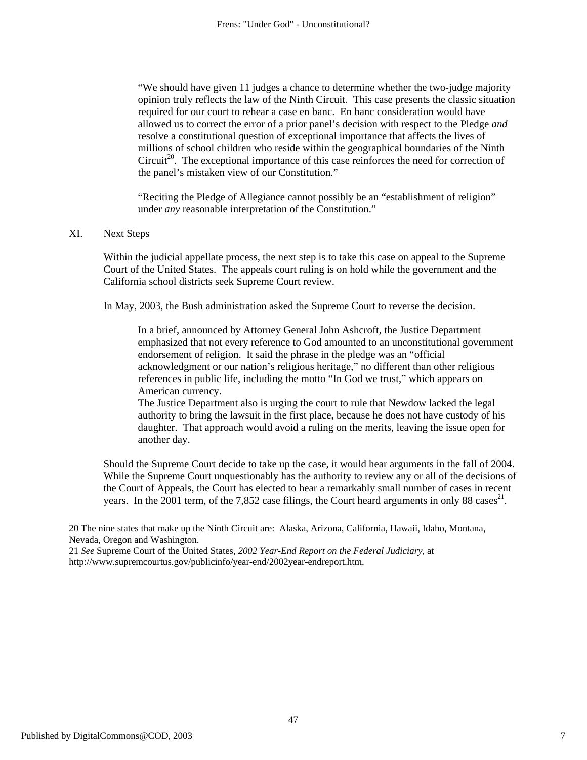> "We should have given 11 judges a chance to determine whether the two-judge majority opinion truly reflects the law of the Ninth Circuit. This case presents the classic situation required for our court to rehear a case en banc. En banc consideration would have allowed us to correct the error of a prior panel's decision with respect to the Pledge *and* resolve a constitutional question of exceptional importance that affects the lives of millions of school children who reside within the geographical boundaries of the Ninth Circuit[20]. The exceptional importance of this case reinforces the need for correction of the panel's mistaken view of our Constitution."
>
> "Reciting the Pledge of Allegiance cannot possibly be an "establishment of religion" under *any* reasonable interpretation of the Constitution."

## XI. Next Steps

Within the judicial appellate process, the next step is to take this case on appeal to the Supreme Court of the United States. The appeals court ruling is on hold while the government and the California school districts seek Supreme Court review.

In May, 2003, the Bush administration asked the Supreme Court to reverse the decision.

> In a brief, announced by Attorney General John Ashcroft, the Justice Department emphasized that not every reference to God amounted to an unconstitutional government endorsement of religion. It said the phrase in the pledge was an "official acknowledgment or our nation's religious heritage," no different than other religious references in public life, including the motto "In God we trust," which appears on American currency.
>
> The Justice Department also is urging the court to rule that Newdow lacked the legal authority to bring the lawsuit in the first place, because he does not have custody of his daughter. That approach would avoid a ruling on the merits, leaving the issue open for another day.

Should the Supreme Court decide to take up the case, it would hear arguments in the fall of 2004. While the Supreme Court unquestionably has the authority to review any or all of the decisions of the Court of Appeals, the Court has elected to hear a remarkably small number of cases in recent years. In the 2001 term, of the 7,852 case filings, the Court heard arguments in only 88 cases[21].

20 The nine states that make up the Ninth Circuit are: Alaska, Arizona, California, Hawaii, Idaho, Montana, Nevada, Oregon and Washington.

21 *See* Supreme Court of the United States, *2002 Year-End Report on the Federal Judiciary*, at http://www.supremcourtus.gov/publicinfo/year-end/2002year-endreport.htm.